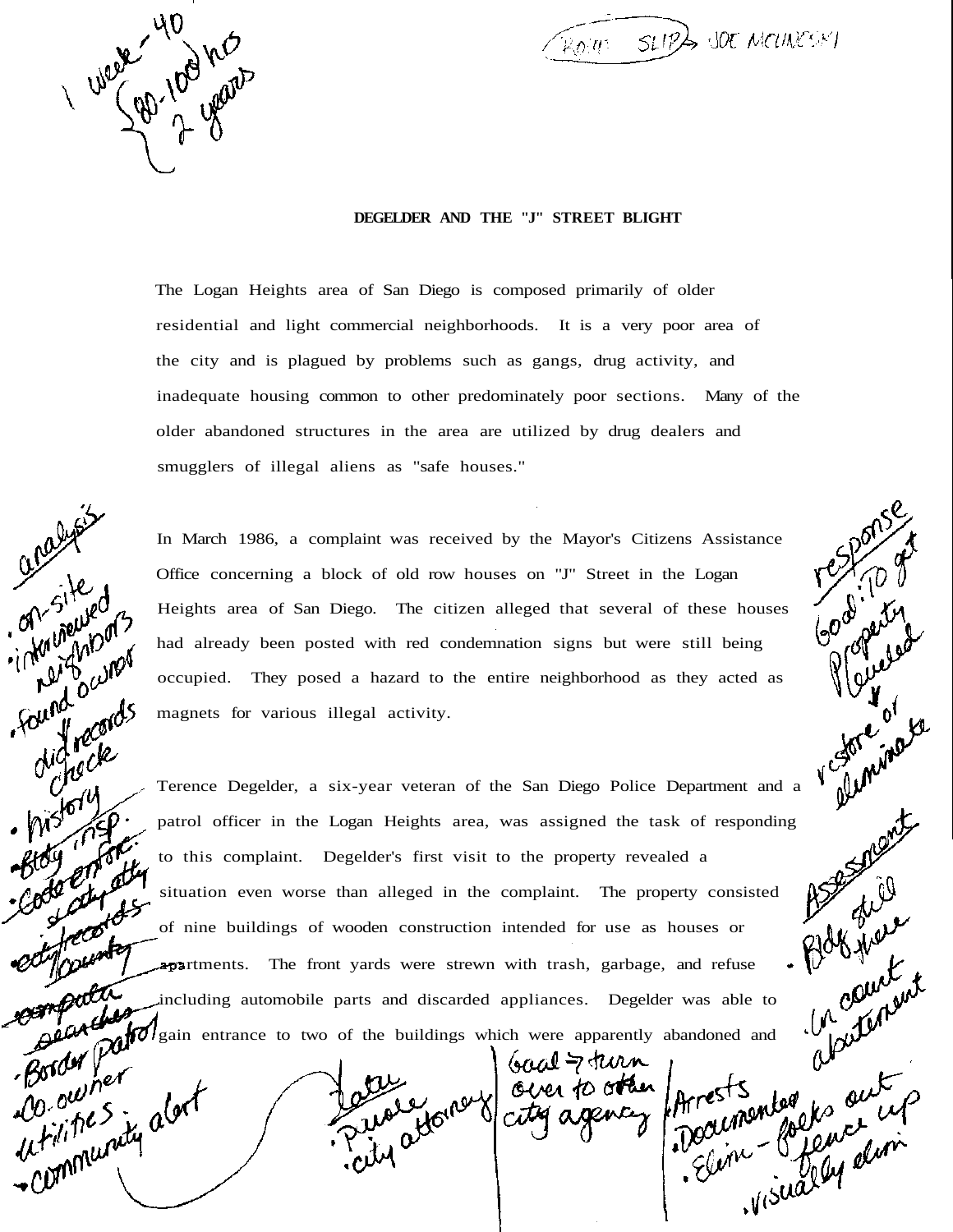# DEGELDER AND THE "J" STREET BLIGHT

The Logan Heights area of San Diego is composed primarily of older residential and light commercial neighborhoods. It is a very poor area of the city and is plagued by problems such as gangs, drug activity, and inadequate housing common to other predominately poor sections. Many of the older abandoned structures in the area are utilized by drug dealers and smugglers of illegal aliens as "safe houses."

In March 1986, a complaint was received by the Mayor's Citizens Assistance Office concerning a block of old row houses on "J" Street in the Logan Heights area of San Diego. The citizen alleged that several of these houses had already been posted with red condemnation signs but were still being occupied. They posed a hazard to the entire neighborhood as they acted as magnets for various illegal activity.

Terence Degelder, a six-year veteran of the San Diego Police Department and a patrol officer in the Logan Heights area, was assigned the task of responding to this complaint. Degelder's first visit to the property revealed a situation even worse than alleged in the complaint. The property consisted of nine buildings of wooden construction intended for use as houses or apartments. The front yards were strewn with trash, garbage, and refuse including automobile parts and discarded appliances. Degelder was able to gain entrance to two of the buildings which were apparently abandoned and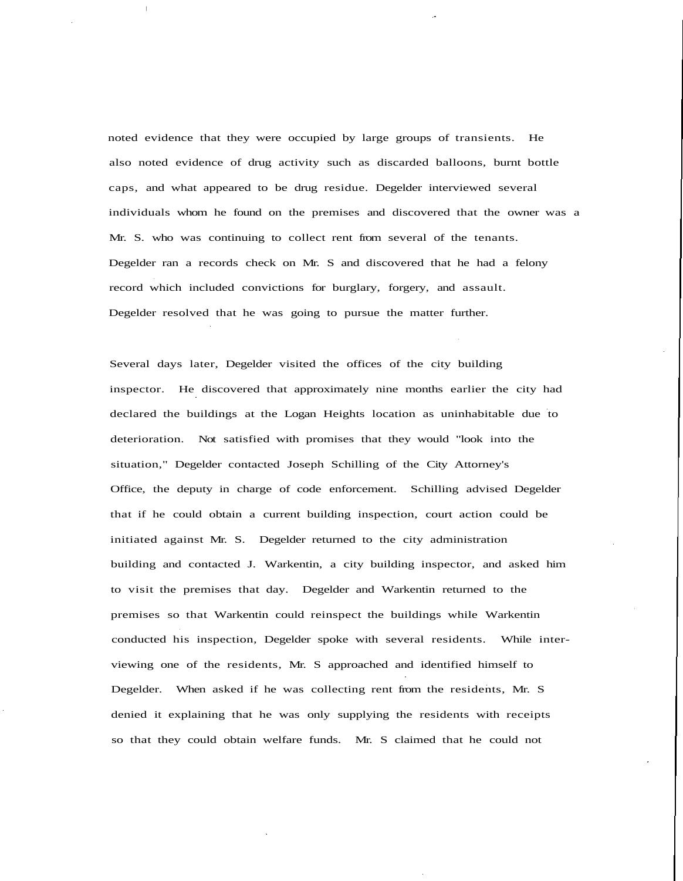noted evidence that they were occupied by large groups of transients. He also noted evidence of drug activity such as discarded balloons, burnt bottle caps, and what appeared to be drug residue. Degelder interviewed several individuals whom he found on the premises and discovered that the owner was a Mr. S. who was continuing to collect rent from several of the tenants. Degelder ran a records check on Mr. S and discovered that he had a felony record which included convictions for burglary, forgery, and assault. Degelder resolved that he was going to pursue the matter further.

Several days later, Degelder visited the offices of the city building inspector. He discovered that approximately nine months earlier the city had declared the buildings at the Logan Heights location as uninhabitable due to deterioration. Not satisfied with promises that they would "look into the situation," Degelder contacted Joseph Schilling of the City Attorney's Office, the deputy in charge of code enforcement. Schilling advised Degelder that if he could obtain a current building inspection, court action could be initiated against Mr. S. Degelder returned to the city administration building and contacted J. Warkentin, a city building inspector, and asked him to visit the premises that day. Degelder and Warkentin returned to the premises so that Warkentin could reinspect the buildings while Warkentin conducted his inspection, Degelder spoke with several residents. While interviewing one of the residents, Mr. S approached and identified himself to Degelder. When asked if he was collecting rent from the residents, Mr. S denied it explaining that he was only supplying the residents with receipts so that they could obtain welfare funds. Mr. S claimed that he could not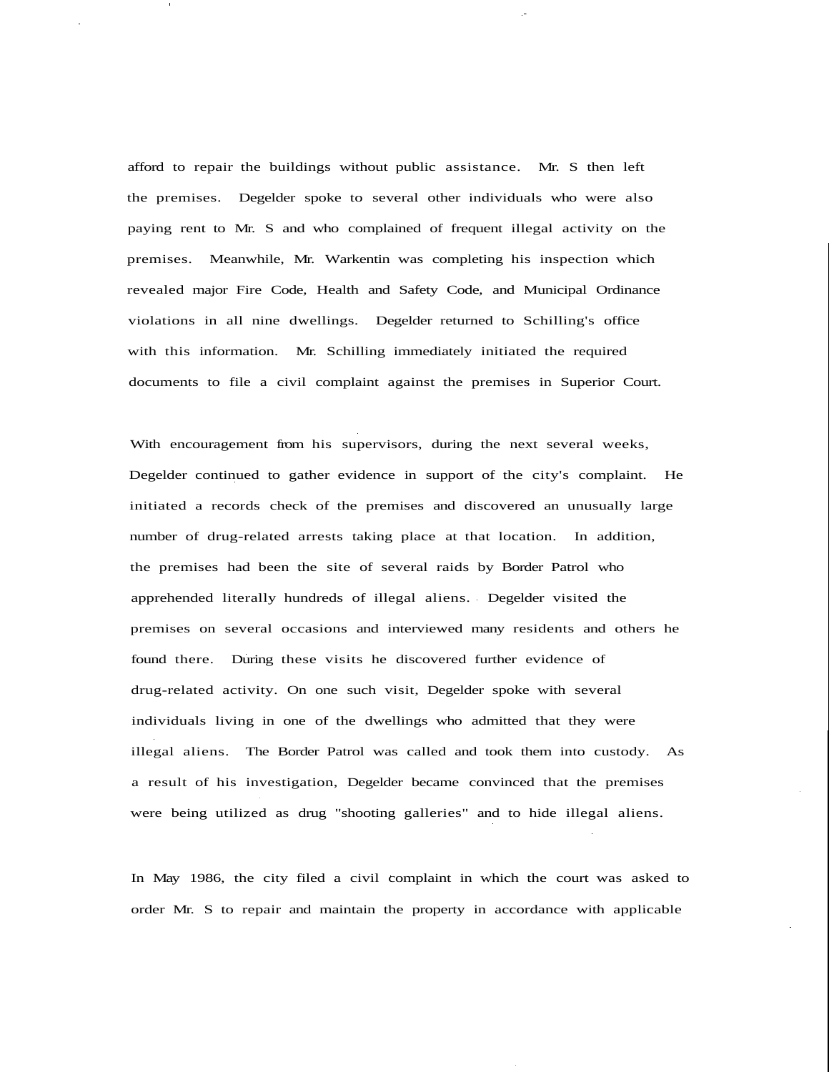afford to repair the buildings without public assistance. Mr. S then left the premises. Degelder spoke to several other individuals who were also paying rent to Mr. S and who complained of frequent illegal activity on the premises. Meanwhile, Mr. Warkentin was completing his inspection which revealed major Fire Code, Health and Safety Code, and Municipal Ordinance violations in all nine dwellings. Degelder returned to Schilling's office with this information. Mr. Schilling immediately initiated the required documents to file a civil complaint against the premises in Superior Court.

With encouragement from his supervisors, during the next several weeks, Degelder continued to gather evidence in support of the city's complaint. He initiated a records check of the premises and discovered an unusually large number of drug-related arrests taking place at that location. In addition, the premises had been the site of several raids by Border Patrol who apprehended literally hundreds of illegal aliens. Degelder visited the premises on several occasions and interviewed many residents and others he found there. During these visits he discovered further evidence of drug-related activity. On one such visit, Degelder spoke with several individuals living in one of the dwellings who admitted that they were illegal aliens. The Border Patrol was called and took them into custody. As a result of his investigation, Degelder became convinced that the premises were being utilized as drug "shooting galleries" and to hide illegal aliens.

In May 1986, the city filed a civil complaint in which the court was asked to order Mr. S to repair and maintain the property in accordance with applicable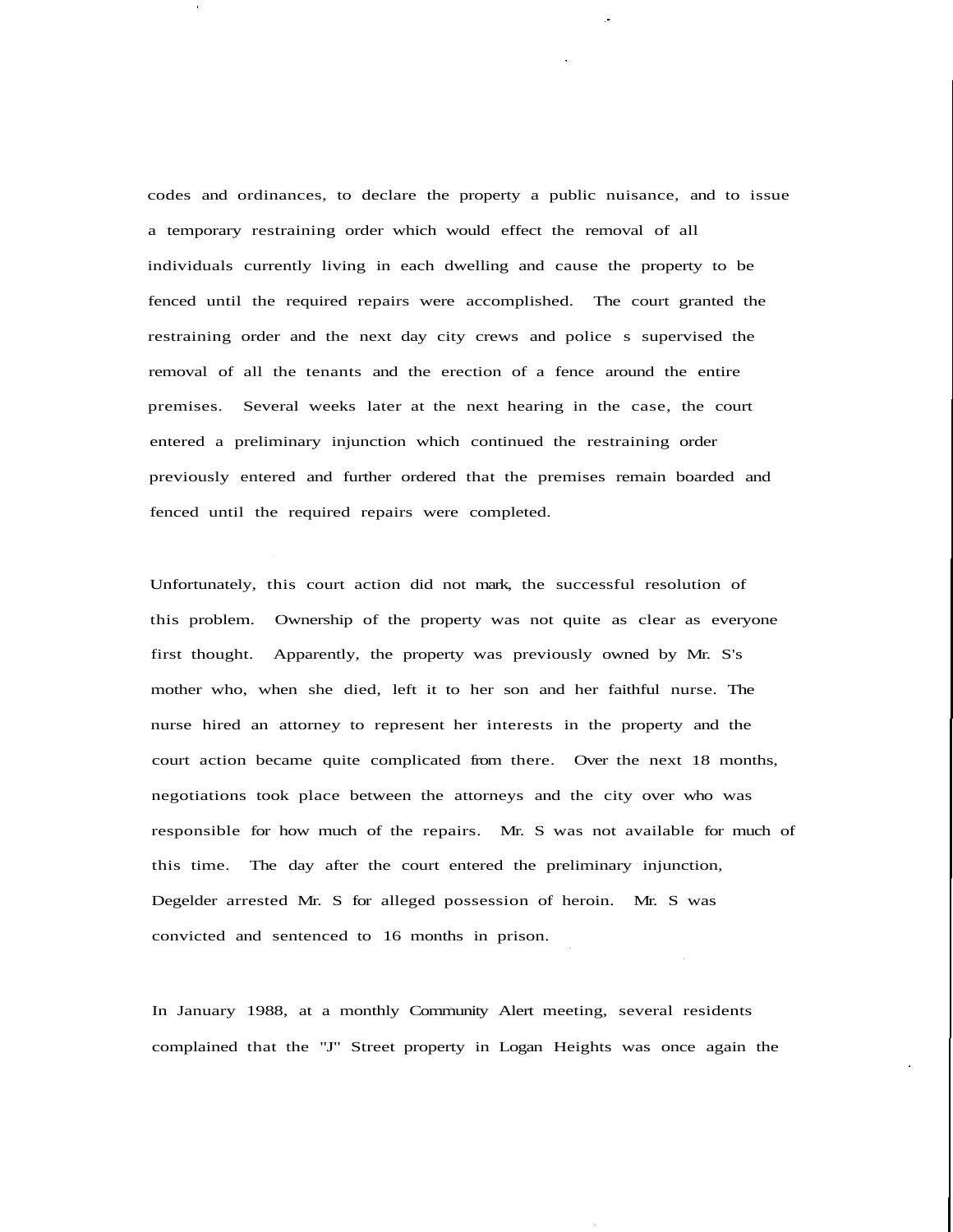codes and ordinances, to declare the property a public nuisance, and to issue a temporary restraining order which would effect the removal of all individuals currently living in each dwelling and cause the property to be fenced until the required repairs were accomplished. The court granted the restraining order and the next day city crews and police s supervised the removal of all the tenants and the erection of a fence around the entire premises. Several weeks later at the next hearing in the case, the court entered a preliminary injunction which continued the restraining order previously entered and further ordered that the premises remain boarded and fenced until the required repairs were completed.

Unfortunately, this court action did not mark, the successful resolution of this problem. Ownership of the property was not quite as clear as everyone first thought. Apparently, the property was previously owned by Mr. S's mother who, when she died, left it to her son and her faithful nurse. The nurse hired an attorney to represent her interests in the property and the court action became quite complicated from there. Over the next 18 months, negotiations took place between the attorneys and the city over who was responsible for how much of the repairs. Mr. S was not available for much of this time. The day after the court entered the preliminary injunction, Degelder arrested Mr. S for alleged possession of heroin. Mr. S was convicted and sentenced to 16 months in prison.

In January 1988, at a monthly Community Alert meeting, several residents complained that the "J" Street property in Logan Heights was once again the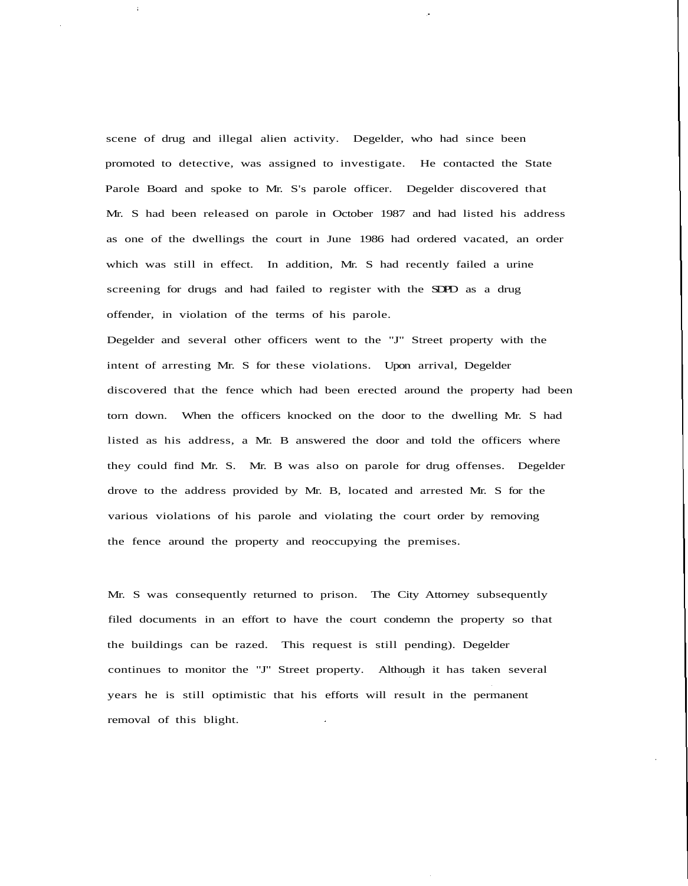scene of drug and illegal alien activity. Degelder, who had since been promoted to detective, was assigned to investigate. He contacted the State Parole Board and spoke to Mr. S's parole officer. Degelder discovered that Mr. S had been released on parole in October 1987 and had listed his address as one of the dwellings the court in June 1986 had ordered vacated, an order which was still in effect. In addition, Mr. S had recently failed a urine screening for drugs and had failed to register with the SDPD as a drug offender, in violation of the terms of his parole.

Degelder and several other officers went to the "J" Street property with the intent of arresting Mr. S for these violations. Upon arrival, Degelder discovered that the fence which had been erected around the property had been torn down. When the officers knocked on the door to the dwelling Mr. S had listed as his address, a Mr. B answered the door and told the officers where they could find Mr. S. Mr. B was also on parole for drug offenses. Degelder drove to the address provided by Mr. B, located and arrested Mr. S for the various violations of his parole and violating the court order by removing the fence around the property and reoccupying the premises.

Mr. S was consequently returned to prison. The City Attorney subsequently filed documents in an effort to have the court condemn the property so that the buildings can be razed. This request is still pending). Degelder continues to monitor the "J" Street property. Although it has taken several years he is still optimistic that his efforts will result in the permanent removal of this blight.